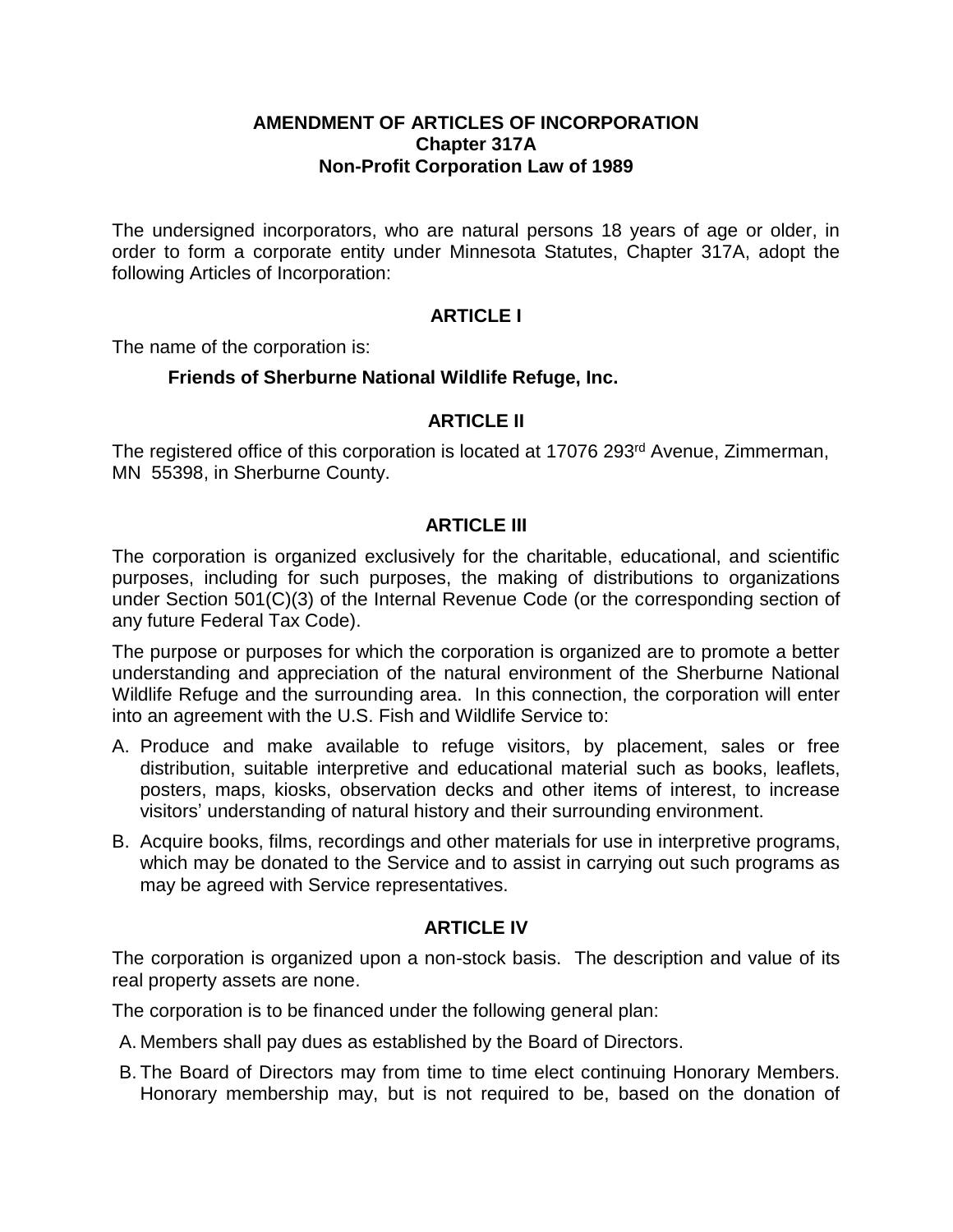**AMENDMENT OF ARTICLES OF INCORPORATION**
**Chapter 317A**
**Non-Profit Corporation Law of 1989**

The undersigned incorporators, who are natural persons 18 years of age or older, in order to form a corporate entity under Minnesota Statutes, Chapter 317A, adopt the following Articles of Incorporation:

## ARTICLE I

The name of the corporation is:

**Friends of Sherburne National Wildlife Refuge, Inc.**

## ARTICLE II

The registered office of this corporation is located at 17076 293rd Avenue, Zimmerman, MN 55398, in Sherburne County.

## ARTICLE III

The corporation is organized exclusively for the charitable, educational, and scientific purposes, including for such purposes, the making of distributions to organizations under Section 501(C)(3) of the Internal Revenue Code (or the corresponding section of any future Federal Tax Code).

The purpose or purposes for which the corporation is organized are to promote a better understanding and appreciation of the natural environment of the Sherburne National Wildlife Refuge and the surrounding area. In this connection, the corporation will enter into an agreement with the U.S. Fish and Wildlife Service to:

A. Produce and make available to refuge visitors, by placement, sales or free distribution, suitable interpretive and educational material such as books, leaflets, posters, maps, kiosks, observation decks and other items of interest, to increase visitors' understanding of natural history and their surrounding environment.

B. Acquire books, films, recordings and other materials for use in interpretive programs, which may be donated to the Service and to assist in carrying out such programs as may be agreed with Service representatives.

## ARTICLE IV

The corporation is organized upon a non-stock basis. The description and value of its real property assets are none.

The corporation is to be financed under the following general plan:

A. Members shall pay dues as established by the Board of Directors.

B. The Board of Directors may from time to time elect continuing Honorary Members. Honorary membership may, but is not required to be, based on the donation of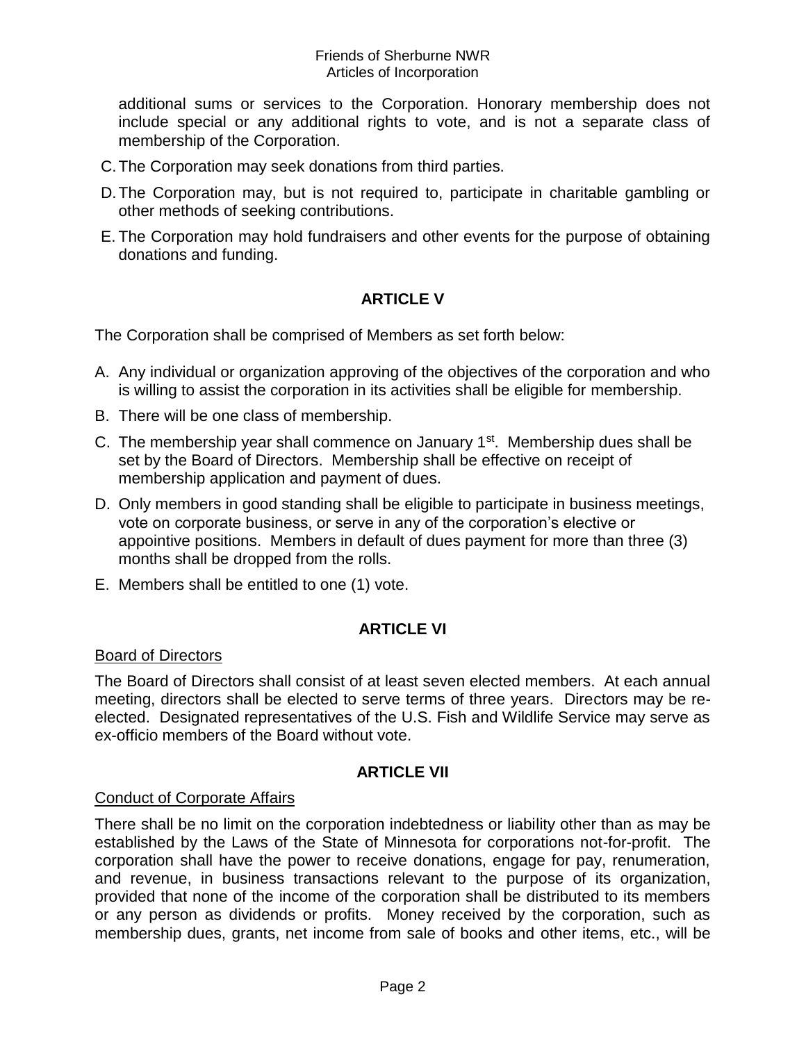additional sums or services to the Corporation. Honorary membership does not include special or any additional rights to vote, and is not a separate class of membership of the Corporation.

C. The Corporation may seek donations from third parties.

D. The Corporation may, but is not required to, participate in charitable gambling or other methods of seeking contributions.

E. The Corporation may hold fundraisers and other events for the purpose of obtaining donations and funding.

## ARTICLE V

The Corporation shall be comprised of Members as set forth below:

A. Any individual or organization approving of the objectives of the corporation and who is willing to assist the corporation in its activities shall be eligible for membership.

B. There will be one class of membership.

C. The membership year shall commence on January 1st. Membership dues shall be set by the Board of Directors. Membership shall be effective on receipt of membership application and payment of dues.

D. Only members in good standing shall be eligible to participate in business meetings, vote on corporate business, or serve in any of the corporation's elective or appointive positions. Members in default of dues payment for more than three (3) months shall be dropped from the rolls.

E. Members shall be entitled to one (1) vote.

## ARTICLE VI

Board of Directors

The Board of Directors shall consist of at least seven elected members. At each annual meeting, directors shall be elected to serve terms of three years. Directors may be re-elected. Designated representatives of the U.S. Fish and Wildlife Service may serve as ex-officio members of the Board without vote.

## ARTICLE VII

Conduct of Corporate Affairs

There shall be no limit on the corporation indebtedness or liability other than as may be established by the Laws of the State of Minnesota for corporations not-for-profit. The corporation shall have the power to receive donations, engage for pay, renumeration, and revenue, in business transactions relevant to the purpose of its organization, provided that none of the income of the corporation shall be distributed to its members or any person as dividends or profits. Money received by the corporation, such as membership dues, grants, net income from sale of books and other items, etc., will be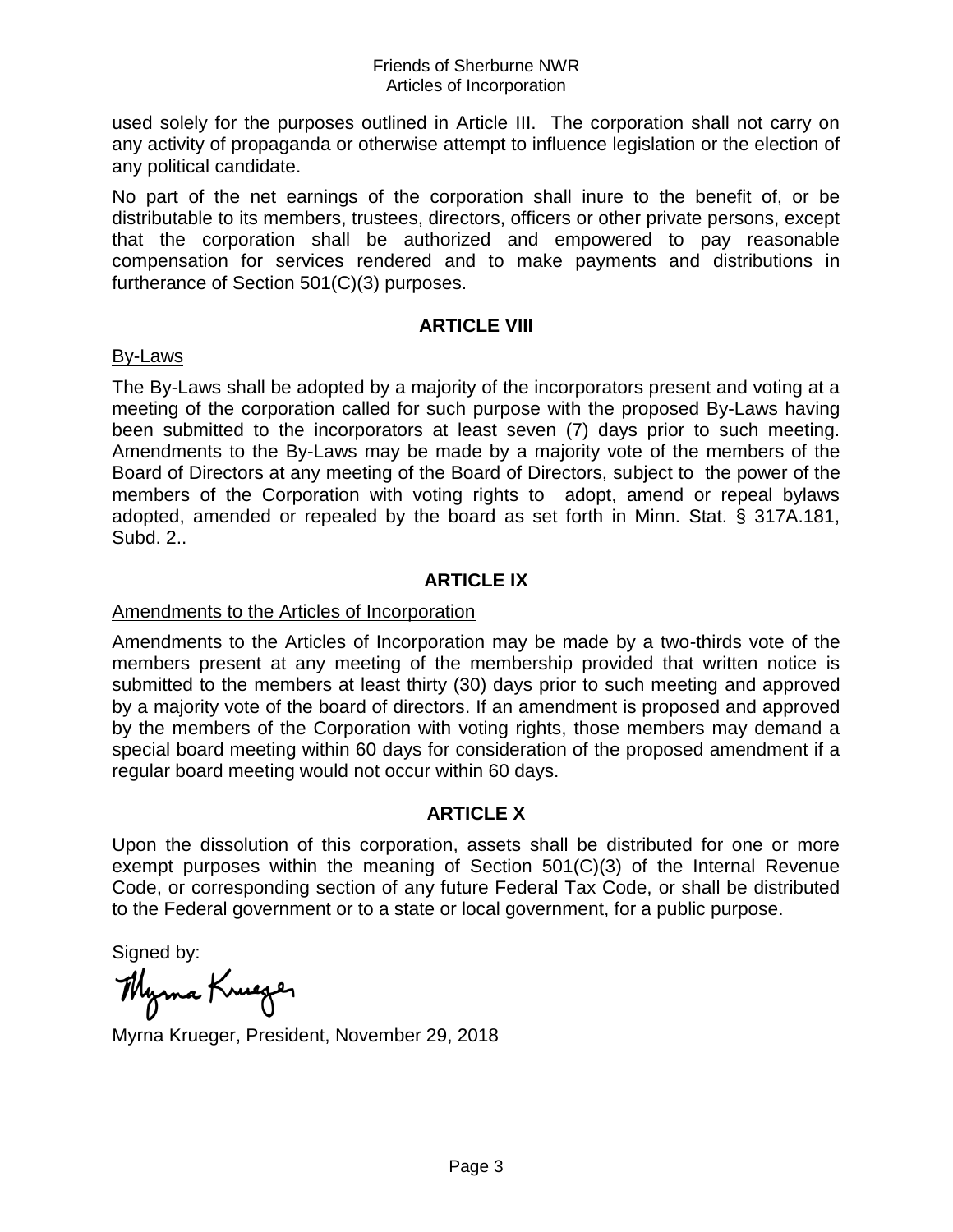used solely for the purposes outlined in Article III. The corporation shall not carry on any activity of propaganda or otherwise attempt to influence legislation or the election of any political candidate.

No part of the net earnings of the corporation shall inure to the benefit of, or be distributable to its members, trustees, directors, officers or other private persons, except that the corporation shall be authorized and empowered to pay reasonable compensation for services rendered and to make payments and distributions in furtherance of Section 501(C)(3) purposes.

## ARTICLE VIII

By-Laws

The By-Laws shall be adopted by a majority of the incorporators present and voting at a meeting of the corporation called for such purpose with the proposed By-Laws having been submitted to the incorporators at least seven (7) days prior to such meeting. Amendments to the By-Laws may be made by a majority vote of the members of the Board of Directors at any meeting of the Board of Directors, subject to the power of the members of the Corporation with voting rights to adopt, amend or repeal bylaws adopted, amended or repealed by the board as set forth in Minn. Stat. § 317A.181, Subd. 2..

## ARTICLE IX

Amendments to the Articles of Incorporation

Amendments to the Articles of Incorporation may be made by a two-thirds vote of the members present at any meeting of the membership provided that written notice is submitted to the members at least thirty (30) days prior to such meeting and approved by a majority vote of the board of directors. If an amendment is proposed and approved by the members of the Corporation with voting rights, those members may demand a special board meeting within 60 days for consideration of the proposed amendment if a regular board meeting would not occur within 60 days.

## ARTICLE X

Upon the dissolution of this corporation, assets shall be distributed for one or more exempt purposes within the meaning of Section 501(C)(3) of the Internal Revenue Code, or corresponding section of any future Federal Tax Code, or shall be distributed to the Federal government or to a state or local government, for a public purpose.

Signed by:

Myrna Krueger

Myrna Krueger, President, November 29, 2018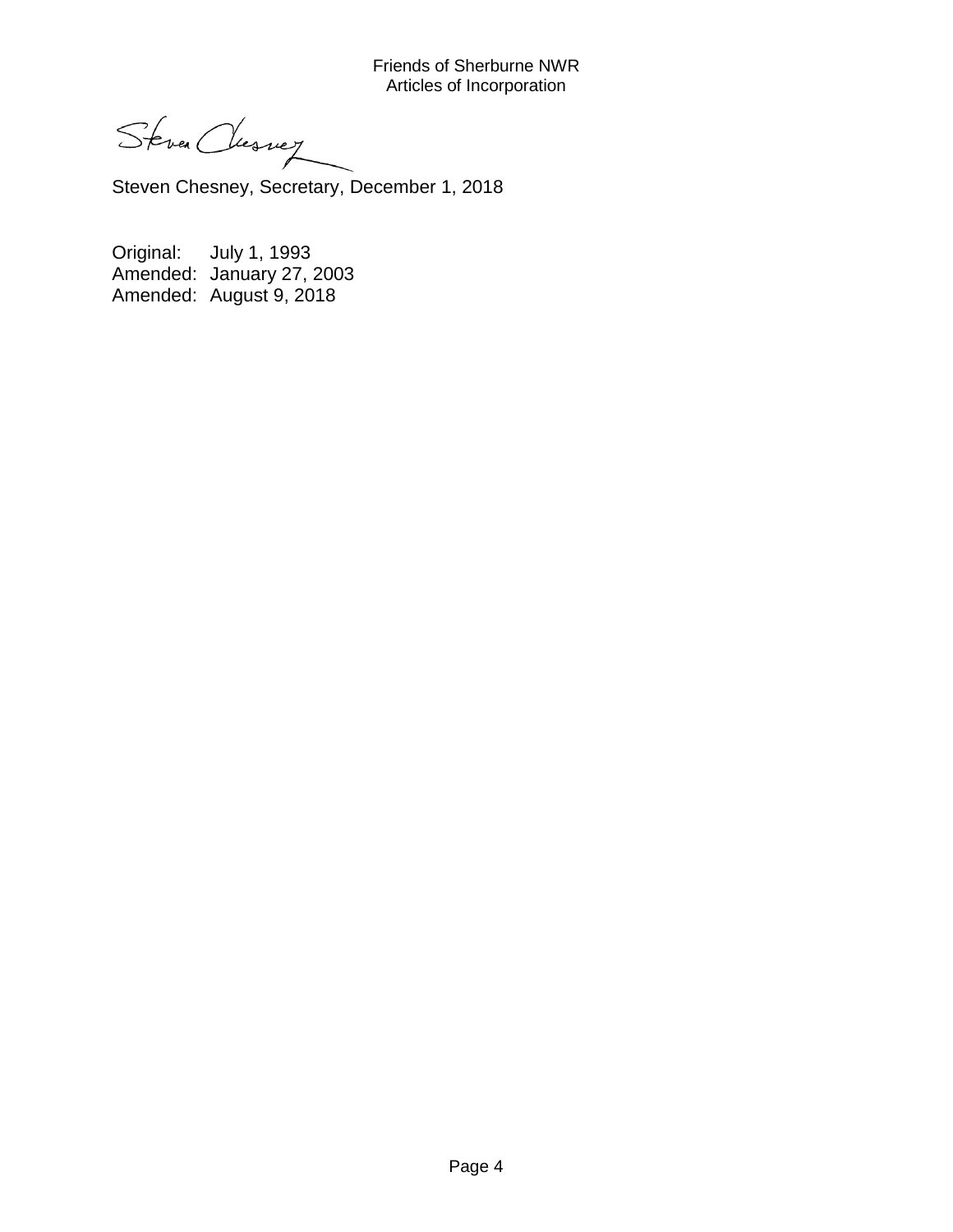Steven Chesney, Secretary, December 1, 2018

Original: July 1, 1993
Amended: January 27, 2003
Amended: August 9, 2018